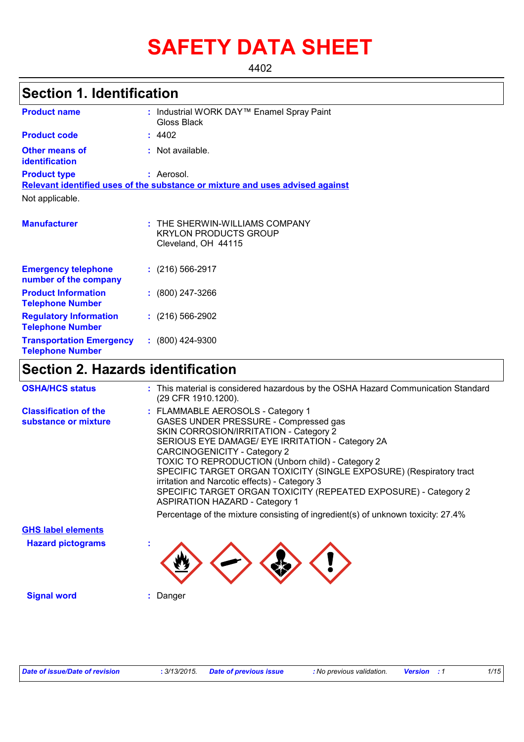# SAFETY DATA SHEET

4402

## Section 1. Identification

| | | |
|---|---|---|
| **Product name** | : | Industrial WORK DAY™ Enamel Spray Paint Gloss Black |
| **Product code** | : | 4402 |
| **Other means of identification** | : | Not available. |
| **Product type** | : | Aerosol. |

**Relevant identified uses of the substance or mixture and uses advised against**

Not applicable.

| | | |
|---|---|---|
| **Manufacturer** | : | THE SHERWIN-WILLIAMS COMPANY<br>KRYLON PRODUCTS GROUP<br>Cleveland, OH 44115 |
| **Emergency telephone number of the company** | : | (216) 566-2917 |
| **Product Information Telephone Number** | : | (800) 247-3266 |
| **Regulatory Information Telephone Number** | : | (216) 566-2902 |
| **Transportation Emergency Telephone Number** | : | (800) 424-9300 |

## Section 2. Hazards identification

| | | |
|---|---|---|
| **OSHA/HCS status** | : | This material is considered hazardous by the OSHA Hazard Communication Standard (29 CFR 1910.1200). |
| **Classification of the substance or mixture** | : | FLAMMABLE AEROSOLS - Category 1<br>GASES UNDER PRESSURE - Compressed gas<br>SKIN CORROSION/IRRITATION - Category 2<br>SERIOUS EYE DAMAGE/ EYE IRRITATION - Category 2A<br>CARCINOGENICITY - Category 2<br>TOXIC TO REPRODUCTION (Unborn child) - Category 2<br>SPECIFIC TARGET ORGAN TOXICITY (SINGLE EXPOSURE) (Respiratory tract irritation and Narcotic effects) - Category 3<br>SPECIFIC TARGET ORGAN TOXICITY (REPEATED EXPOSURE) - Category 2<br>ASPIRATION HAZARD - Category 1<br><br>Percentage of the mixture consisting of ingredient(s) of unknown toxicity: 27.4% |

**GHS label elements**

| | | |
|---|---|---|
| **Hazard pictograms** | : | |
| **Signal word** | : | Danger |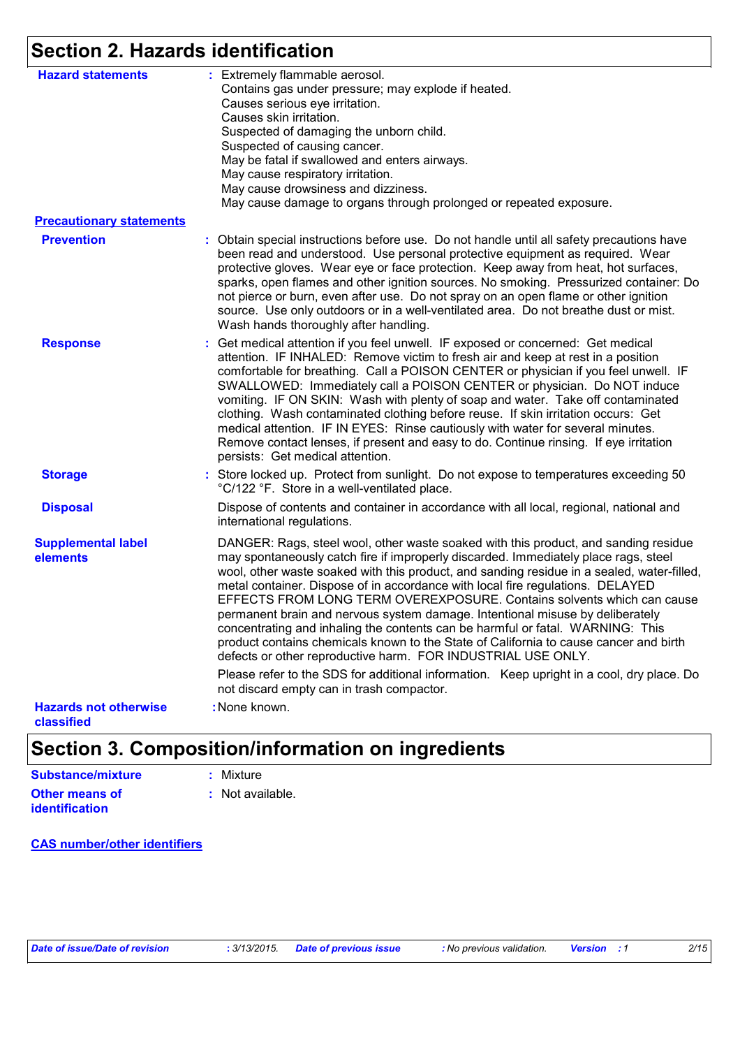## Section 2. Hazards identification

**Hazard statements** : Extremely flammable aerosol.
Contains gas under pressure; may explode if heated.
Causes serious eye irritation.
Causes skin irritation.
Suspected of damaging the unborn child.
Suspected of causing cancer.
May be fatal if swallowed and enters airways.
May cause respiratory irritation.
May cause drowsiness and dizziness.
May cause damage to organs through prolonged or repeated exposure.

**Precautionary statements**

**Prevention** : Obtain special instructions before use. Do not handle until all safety precautions have been read and understood. Use personal protective equipment as required. Wear protective gloves. Wear eye or face protection. Keep away from heat, hot surfaces, sparks, open flames and other ignition sources. No smoking. Pressurized container: Do not pierce or burn, even after use. Do not spray on an open flame or other ignition source. Use only outdoors or in a well-ventilated area. Do not breathe dust or mist. Wash hands thoroughly after handling.

**Response** : Get medical attention if you feel unwell. IF exposed or concerned: Get medical attention. IF INHALED: Remove victim to fresh air and keep at rest in a position comfortable for breathing. Call a POISON CENTER or physician if you feel unwell. IF SWALLOWED: Immediately call a POISON CENTER or physician. Do NOT induce vomiting. IF ON SKIN: Wash with plenty of soap and water. Take off contaminated clothing. Wash contaminated clothing before reuse. If skin irritation occurs: Get medical attention. IF IN EYES: Rinse cautiously with water for several minutes. Remove contact lenses, if present and easy to do. Continue rinsing. If eye irritation persists: Get medical attention.

**Storage** : Store locked up. Protect from sunlight. Do not expose to temperatures exceeding 50 °C/122 °F. Store in a well-ventilated place.

**Disposal** Dispose of contents and container in accordance with all local, regional, national and international regulations.

**Supplemental label elements** DANGER: Rags, steel wool, other waste soaked with this product, and sanding residue may spontaneously catch fire if improperly discarded. Immediately place rags, steel wool, other waste soaked with this product, and sanding residue in a sealed, water-filled, metal container. Dispose of in accordance with local fire regulations. DELAYED EFFECTS FROM LONG TERM OVEREXPOSURE. Contains solvents which can cause permanent brain and nervous system damage. Intentional misuse by deliberately concentrating and inhaling the contents can be harmful or fatal. WARNING: This product contains chemicals known to the State of California to cause cancer and birth defects or other reproductive harm. FOR INDUSTRIAL USE ONLY.

Please refer to the SDS for additional information. Keep upright in a cool, dry place. Do not discard empty can in trash compactor.

**Hazards not otherwise classified** : None known.

## Section 3. Composition/information on ingredients

**Substance/mixture** : Mixture

**Other means of identification** : Not available.

**CAS number/other identifiers**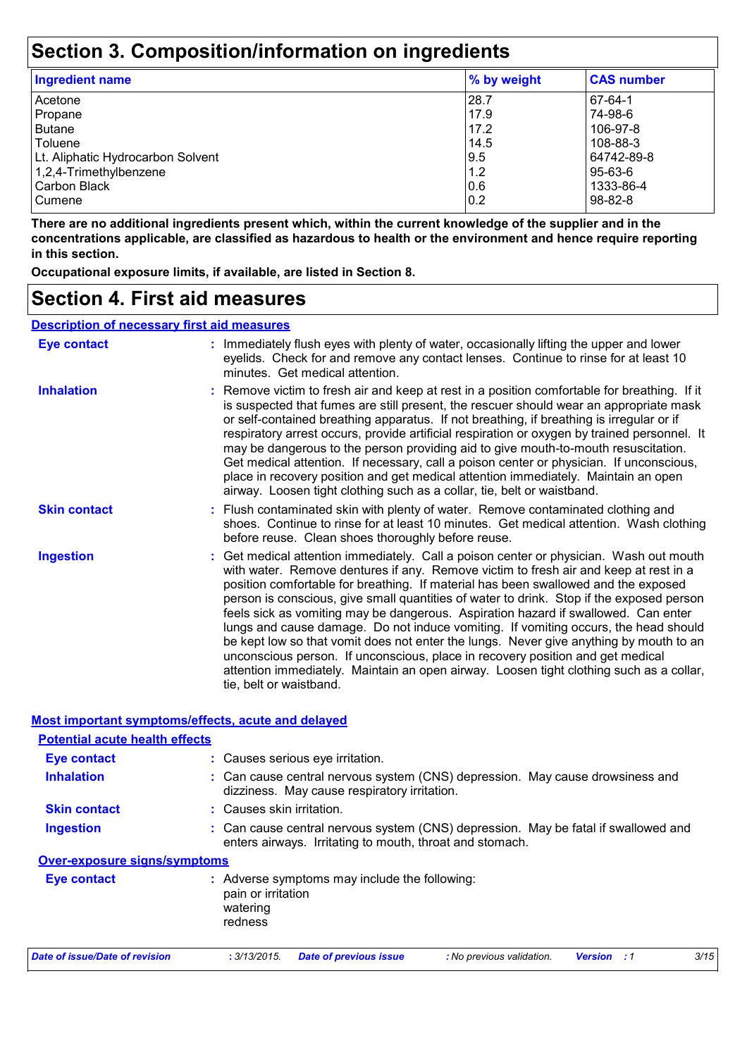## Section 3. Composition/information on ingredients

| Ingredient name | % by weight | CAS number |
|---|---|---|
| Acetone | 28.7 | 67-64-1 |
| Propane | 17.9 | 74-98-6 |
| Butane | 17.2 | 106-97-8 |
| Toluene | 14.5 | 108-88-3 |
| Lt. Aliphatic Hydrocarbon Solvent | 9.5 | 64742-89-8 |
| 1,2,4-Trimethylbenzene | 1.2 | 95-63-6 |
| Carbon Black | 0.6 | 1333-86-4 |
| Cumene | 0.2 | 98-82-8 |

**There are no additional ingredients present which, within the current knowledge of the supplier and in the concentrations applicable, are classified as hazardous to health or the environment and hence require reporting in this section.**

**Occupational exposure limits, if available, are listed in Section 8.**

## Section 4. First aid measures

### Description of necessary first aid measures

**Eye contact** : Immediately flush eyes with plenty of water, occasionally lifting the upper and lower eyelids. Check for and remove any contact lenses. Continue to rinse for at least 10 minutes. Get medical attention.

**Inhalation** : Remove victim to fresh air and keep at rest in a position comfortable for breathing. If it is suspected that fumes are still present, the rescuer should wear an appropriate mask or self-contained breathing apparatus. If not breathing, if breathing is irregular or if respiratory arrest occurs, provide artificial respiration or oxygen by trained personnel. It may be dangerous to the person providing aid to give mouth-to-mouth resuscitation. Get medical attention. If necessary, call a poison center or physician. If unconscious, place in recovery position and get medical attention immediately. Maintain an open airway. Loosen tight clothing such as a collar, tie, belt or waistband.

**Skin contact** : Flush contaminated skin with plenty of water. Remove contaminated clothing and shoes. Continue to rinse for at least 10 minutes. Get medical attention. Wash clothing before reuse. Clean shoes thoroughly before reuse.

**Ingestion** : Get medical attention immediately. Call a poison center or physician. Wash out mouth with water. Remove dentures if any. Remove victim to fresh air and keep at rest in a position comfortable for breathing. If material has been swallowed and the exposed person is conscious, give small quantities of water to drink. Stop if the exposed person feels sick as vomiting may be dangerous. Aspiration hazard if swallowed. Can enter lungs and cause damage. Do not induce vomiting. If vomiting occurs, the head should be kept low so that vomit does not enter the lungs. Never give anything by mouth to an unconscious person. If unconscious, place in recovery position and get medical attention immediately. Maintain an open airway. Loosen tight clothing such as a collar, tie, belt or waistband.

### Most important symptoms/effects, acute and delayed

#### Potential acute health effects

**Eye contact** : Causes serious eye irritation.

**Inhalation** : Can cause central nervous system (CNS) depression. May cause drowsiness and dizziness. May cause respiratory irritation.

**Skin contact** : Causes skin irritation.

**Ingestion** : Can cause central nervous system (CNS) depression. May be fatal if swallowed and enters airways. Irritating to mouth, throat and stomach.

#### Over-exposure signs/symptoms

**Eye contact** : Adverse symptoms may include the following:
pain or irritation
watering
redness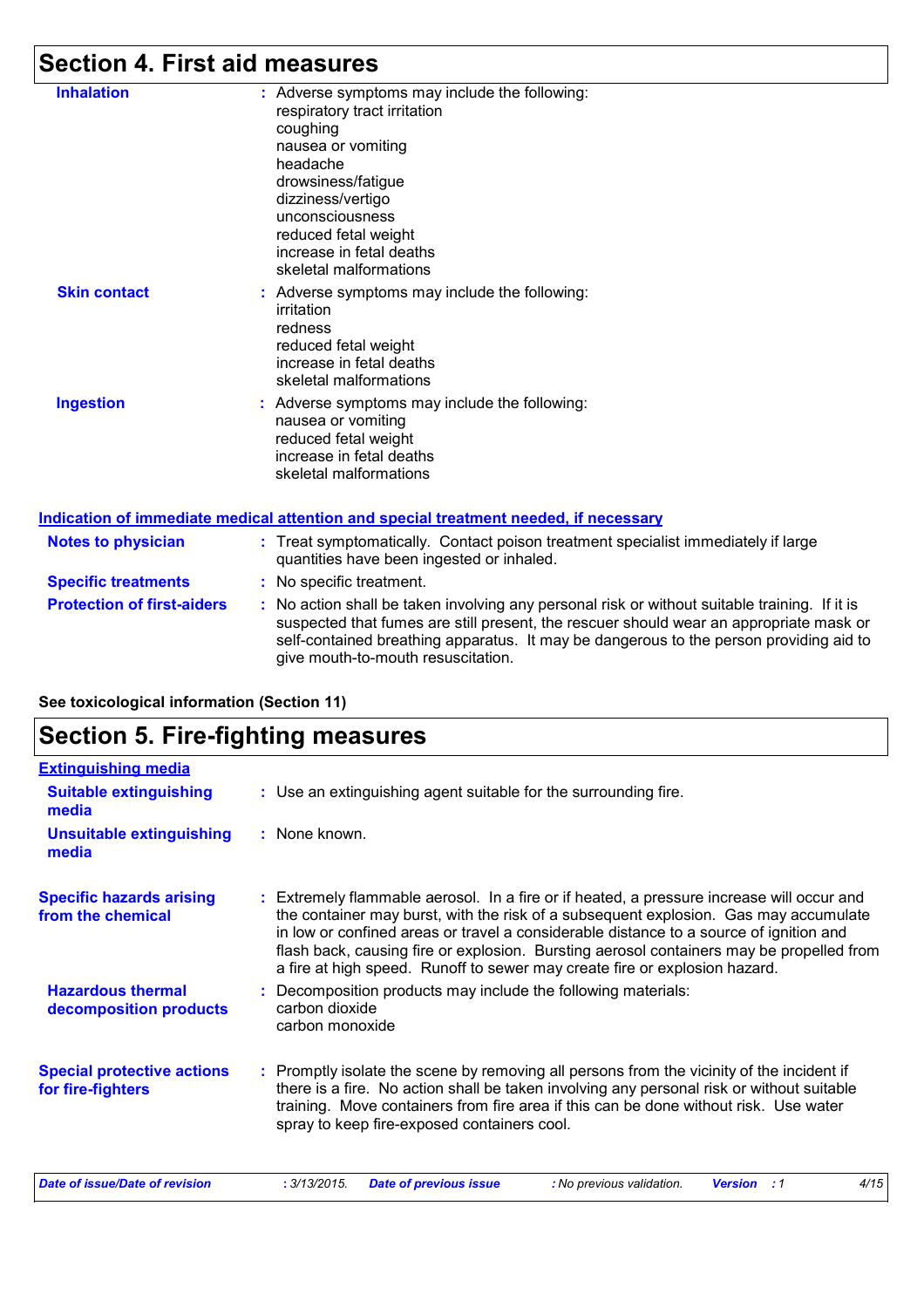## Section 4. First aid measures

**Inhalation** : Adverse symptoms may include the following:
respiratory tract irritation
coughing
nausea or vomiting
headache
drowsiness/fatigue
dizziness/vertigo
unconsciousness
reduced fetal weight
increase in fetal deaths
skeletal malformations

**Skin contact** : Adverse symptoms may include the following:
irritation
redness
reduced fetal weight
increase in fetal deaths
skeletal malformations

**Ingestion** : Adverse symptoms may include the following:
nausea or vomiting
reduced fetal weight
increase in fetal deaths
skeletal malformations

### Indication of immediate medical attention and special treatment needed, if necessary

**Notes to physician** : Treat symptomatically. Contact poison treatment specialist immediately if large quantities have been ingested or inhaled.

**Specific treatments** : No specific treatment.

**Protection of first-aiders** : No action shall be taken involving any personal risk or without suitable training. If it is suspected that fumes are still present, the rescuer should wear an appropriate mask or self-contained breathing apparatus. It may be dangerous to the person providing aid to give mouth-to-mouth resuscitation.

**See toxicological information (Section 11)**

## Section 5. Fire-fighting measures

### Extinguishing media

**Suitable extinguishing media** : Use an extinguishing agent suitable for the surrounding fire.

**Unsuitable extinguishing media** : None known.

**Specific hazards arising from the chemical** : Extremely flammable aerosol. In a fire or if heated, a pressure increase will occur and the container may burst, with the risk of a subsequent explosion. Gas may accumulate in low or confined areas or travel a considerable distance to a source of ignition and flash back, causing fire or explosion. Bursting aerosol containers may be propelled from a fire at high speed. Runoff to sewer may create fire or explosion hazard.

**Hazardous thermal decomposition products** : Decomposition products may include the following materials:
carbon dioxide
carbon monoxide

**Special protective actions for fire-fighters** : Promptly isolate the scene by removing all persons from the vicinity of the incident if there is a fire. No action shall be taken involving any personal risk or without suitable training. Move containers from fire area if this can be done without risk. Use water spray to keep fire-exposed containers cool.

*Date of issue/Date of revision : 3/13/2015. Date of previous issue : No previous validation. Version : 1*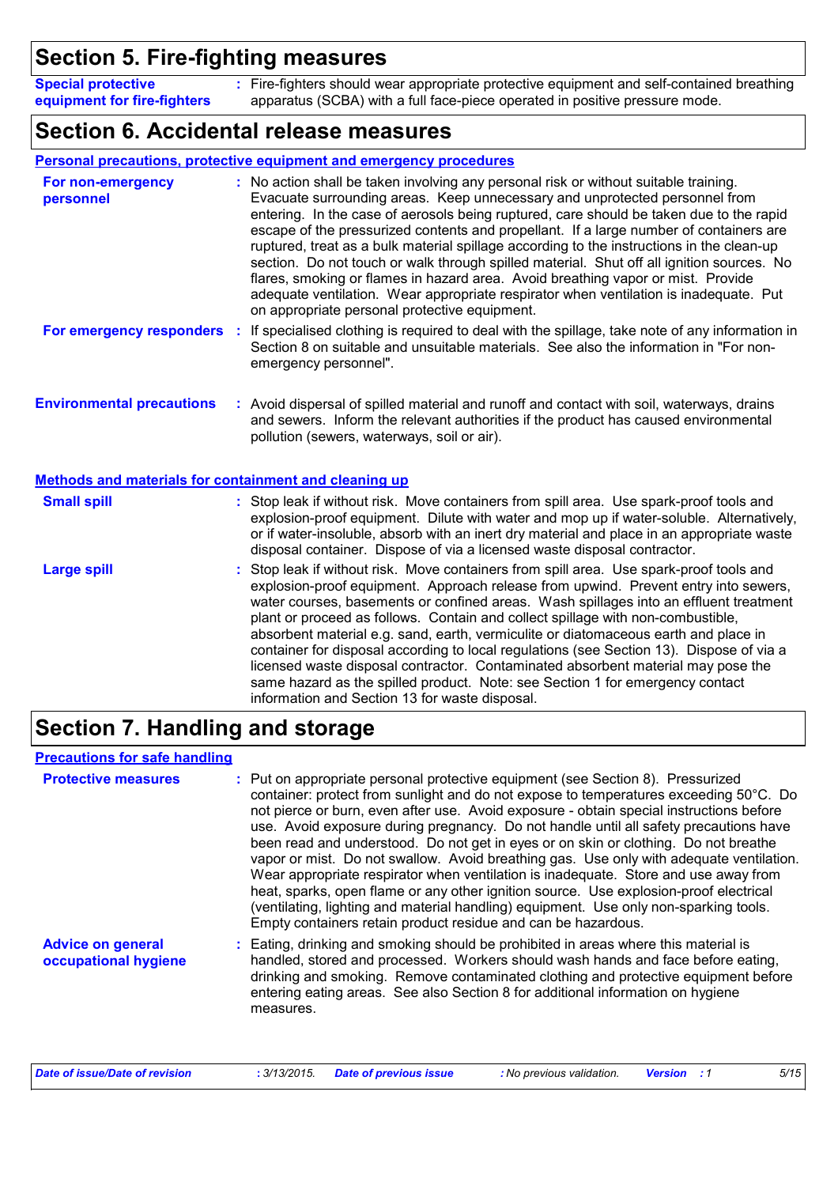## Section 5. Fire-fighting measures

**Special protective equipment for fire-fighters** : Fire-fighters should wear appropriate protective equipment and self-contained breathing apparatus (SCBA) with a full face-piece operated in positive pressure mode.

## Section 6. Accidental release measures

### Personal precautions, protective equipment and emergency procedures

**For non-emergency personnel** : No action shall be taken involving any personal risk or without suitable training. Evacuate surrounding areas. Keep unnecessary and unprotected personnel from entering. In the case of aerosols being ruptured, care should be taken due to the rapid escape of the pressurized contents and propellant. If a large number of containers are ruptured, treat as a bulk material spillage according to the instructions in the clean-up section. Do not touch or walk through spilled material. Shut off all ignition sources. No flares, smoking or flames in hazard area. Avoid breathing vapor or mist. Provide adequate ventilation. Wear appropriate respirator when ventilation is inadequate. Put on appropriate personal protective equipment.

**For emergency responders** : If specialised clothing is required to deal with the spillage, take note of any information in Section 8 on suitable and unsuitable materials. See also the information in "For non-emergency personnel".

**Environmental precautions** : Avoid dispersal of spilled material and runoff and contact with soil, waterways, drains and sewers. Inform the relevant authorities if the product has caused environmental pollution (sewers, waterways, soil or air).

### Methods and materials for containment and cleaning up

**Small spill** : Stop leak if without risk. Move containers from spill area. Use spark-proof tools and explosion-proof equipment. Dilute with water and mop up if water-soluble. Alternatively, or if water-insoluble, absorb with an inert dry material and place in an appropriate waste disposal container. Dispose of via a licensed waste disposal contractor.

**Large spill** : Stop leak if without risk. Move containers from spill area. Use spark-proof tools and explosion-proof equipment. Approach release from upwind. Prevent entry into sewers, water courses, basements or confined areas. Wash spillages into an effluent treatment plant or proceed as follows. Contain and collect spillage with non-combustible, absorbent material e.g. sand, earth, vermiculite or diatomaceous earth and place in container for disposal according to local regulations (see Section 13). Dispose of via a licensed waste disposal contractor. Contaminated absorbent material may pose the same hazard as the spilled product. Note: see Section 1 for emergency contact information and Section 13 for waste disposal.

## Section 7. Handling and storage

### Precautions for safe handling

**Protective measures** : Put on appropriate personal protective equipment (see Section 8). Pressurized container: protect from sunlight and do not expose to temperatures exceeding 50°C. Do not pierce or burn, even after use. Avoid exposure - obtain special instructions before use. Avoid exposure during pregnancy. Do not handle until all safety precautions have been read and understood. Do not get in eyes or on skin or clothing. Do not breathe vapor or mist. Do not swallow. Avoid breathing gas. Use only with adequate ventilation. Wear appropriate respirator when ventilation is inadequate. Store and use away from heat, sparks, open flame or any other ignition source. Use explosion-proof electrical (ventilating, lighting and material handling) equipment. Use only non-sparking tools. Empty containers retain product residue and can be hazardous.

**Advice on general occupational hygiene** : Eating, drinking and smoking should be prohibited in areas where this material is handled, stored and processed. Workers should wash hands and face before eating, drinking and smoking. Remove contaminated clothing and protective equipment before entering eating areas. See also Section 8 for additional information on hygiene measures.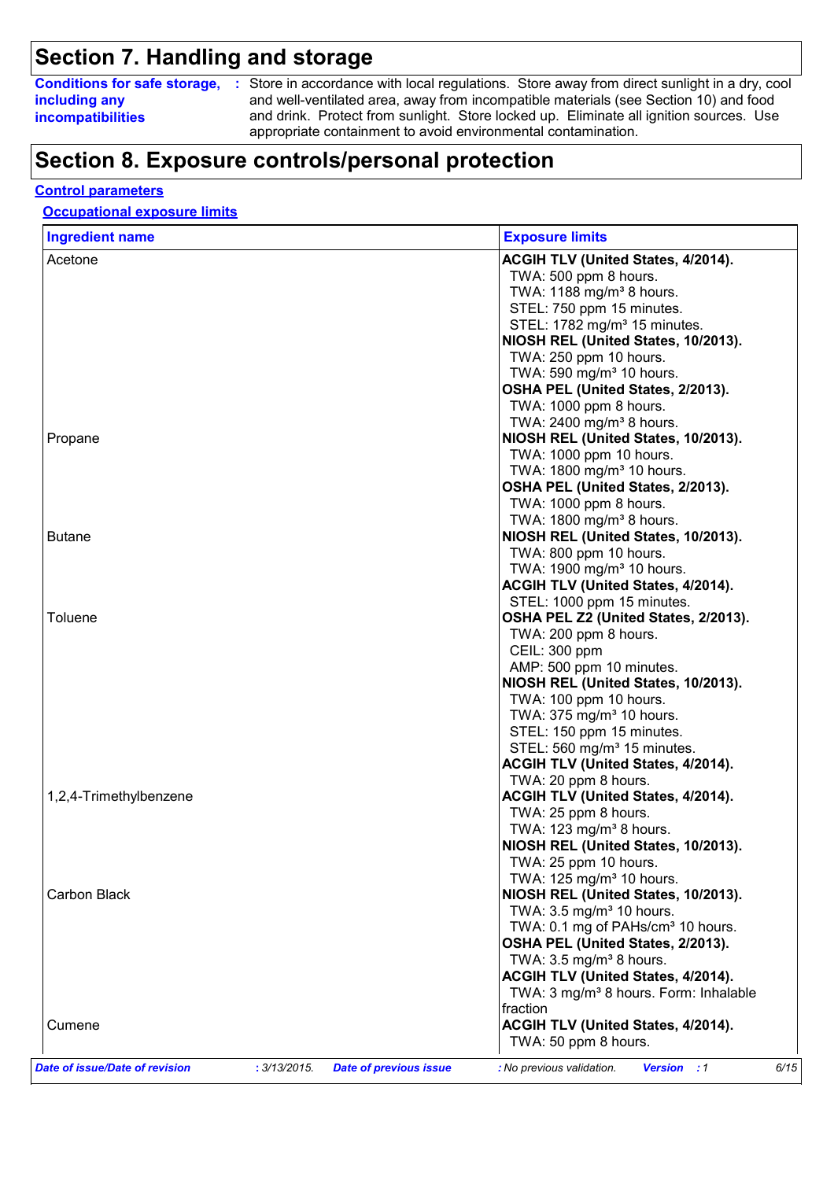## Section 7. Handling and storage

**Conditions for safe storage, including any incompatibilities** : Store in accordance with local regulations. Store away from direct sunlight in a dry, cool and well-ventilated area, away from incompatible materials (see Section 10) and food and drink. Protect from sunlight. Store locked up. Eliminate all ignition sources. Use appropriate containment to avoid environmental contamination.

## Section 8. Exposure controls/personal protection

### Control parameters

#### Occupational exposure limits

| Ingredient name | Exposure limits |
| --- | --- |
| Acetone | **ACGIH TLV (United States, 4/2014).**<br>TWA: 500 ppm 8 hours.<br>TWA: 1188 mg/m³ 8 hours.<br>STEL: 750 ppm 15 minutes.<br>STEL: 1782 mg/m³ 15 minutes.<br>**NIOSH REL (United States, 10/2013).**<br>TWA: 250 ppm 10 hours.<br>TWA: 590 mg/m³ 10 hours.<br>**OSHA PEL (United States, 2/2013).**<br>TWA: 1000 ppm 8 hours.<br>TWA: 2400 mg/m³ 8 hours. |
| Propane | **NIOSH REL (United States, 10/2013).**<br>TWA: 1000 ppm 10 hours.<br>TWA: 1800 mg/m³ 10 hours.<br>**OSHA PEL (United States, 2/2013).**<br>TWA: 1000 ppm 8 hours.<br>TWA: 1800 mg/m³ 8 hours. |
| Butane | **NIOSH REL (United States, 10/2013).**<br>TWA: 800 ppm 10 hours.<br>TWA: 1900 mg/m³ 10 hours.<br>**ACGIH TLV (United States, 4/2014).**<br>STEL: 1000 ppm 15 minutes. |
| Toluene | **OSHA PEL Z2 (United States, 2/2013).**<br>TWA: 200 ppm 8 hours.<br>CEIL: 300 ppm<br>AMP: 500 ppm 10 minutes.<br>**NIOSH REL (United States, 10/2013).**<br>TWA: 100 ppm 10 hours.<br>TWA: 375 mg/m³ 10 hours.<br>STEL: 150 ppm 15 minutes.<br>STEL: 560 mg/m³ 15 minutes.<br>**ACGIH TLV (United States, 4/2014).**<br>TWA: 20 ppm 8 hours. |
| 1,2,4-Trimethylbenzene | **ACGIH TLV (United States, 4/2014).**<br>TWA: 25 ppm 8 hours.<br>TWA: 123 mg/m³ 8 hours.<br>**NIOSH REL (United States, 10/2013).**<br>TWA: 25 ppm 10 hours.<br>TWA: 125 mg/m³ 10 hours. |
| Carbon Black | **NIOSH REL (United States, 10/2013).**<br>TWA: 3.5 mg/m³ 10 hours.<br>TWA: 0.1 mg of PAHs/cm³ 10 hours.<br>**OSHA PEL (United States, 2/2013).**<br>TWA: 3.5 mg/m³ 8 hours.<br>**ACGIH TLV (United States, 4/2014).**<br>TWA: 3 mg/m³ 8 hours. Form: Inhalable fraction |
| Cumene | **ACGIH TLV (United States, 4/2014).**<br>TWA: 50 ppm 8 hours. |

*Date of issue/Date of revision* : 3/13/2015. *Date of previous issue* : No previous validation. *Version* : 1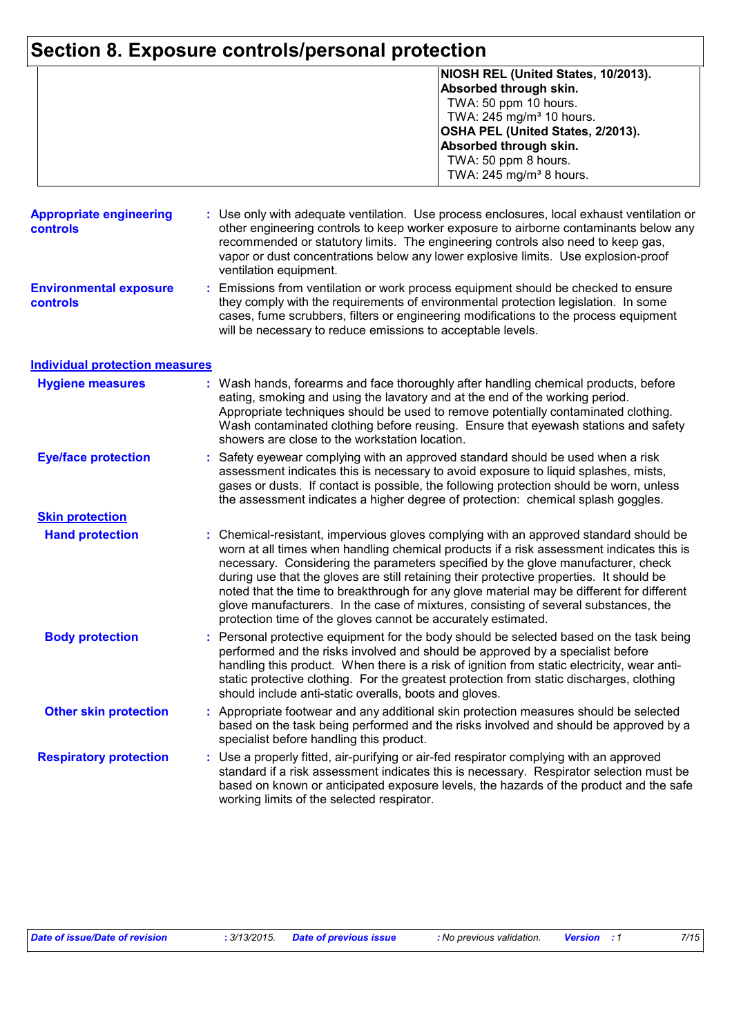# Section 8. Exposure controls/personal protection

| | |
|---|---|
| | **NIOSH REL (United States, 10/2013).**<br>**Absorbed through skin.**<br>TWA: 50 ppm 10 hours.<br>TWA: 245 mg/m³ 10 hours.<br>**OSHA PEL (United States, 2/2013).**<br>**Absorbed through skin.**<br>TWA: 50 ppm 8 hours.<br>TWA: 245 mg/m³ 8 hours. |

**Appropriate engineering controls** : Use only with adequate ventilation. Use process enclosures, local exhaust ventilation or other engineering controls to keep worker exposure to airborne contaminants below any recommended or statutory limits. The engineering controls also need to keep gas, vapor or dust concentrations below any lower explosive limits. Use explosion-proof ventilation equipment.

**Environmental exposure controls** : Emissions from ventilation or work process equipment should be checked to ensure they comply with the requirements of environmental protection legislation. In some cases, fume scrubbers, filters or engineering modifications to the process equipment will be necessary to reduce emissions to acceptable levels.

## Individual protection measures

**Hygiene measures** : Wash hands, forearms and face thoroughly after handling chemical products, before eating, smoking and using the lavatory and at the end of the working period. Appropriate techniques should be used to remove potentially contaminated clothing. Wash contaminated clothing before reusing. Ensure that eyewash stations and safety showers are close to the workstation location.

**Eye/face protection** : Safety eyewear complying with an approved standard should be used when a risk assessment indicates this is necessary to avoid exposure to liquid splashes, mists, gases or dusts. If contact is possible, the following protection should be worn, unless the assessment indicates a higher degree of protection: chemical splash goggles.

### Skin protection

**Hand protection** : Chemical-resistant, impervious gloves complying with an approved standard should be worn at all times when handling chemical products if a risk assessment indicates this is necessary. Considering the parameters specified by the glove manufacturer, check during use that the gloves are still retaining their protective properties. It should be noted that the time to breakthrough for any glove material may be different for different glove manufacturers. In the case of mixtures, consisting of several substances, the protection time of the gloves cannot be accurately estimated.

**Body protection** : Personal protective equipment for the body should be selected based on the task being performed and the risks involved and should be approved by a specialist before handling this product. When there is a risk of ignition from static electricity, wear anti-static protective clothing. For the greatest protection from static discharges, clothing should include anti-static overalls, boots and gloves.

**Other skin protection** : Appropriate footwear and any additional skin protection measures should be selected based on the task being performed and the risks involved and should be approved by a specialist before handling this product.

**Respiratory protection** : Use a properly fitted, air-purifying or air-fed respirator complying with an approved standard if a risk assessment indicates this is necessary. Respirator selection must be based on known or anticipated exposure levels, the hazards of the product and the safe working limits of the selected respirator.

*Date of issue/Date of revision : 3/13/2015. Date of previous issue : No previous validation. Version : 1*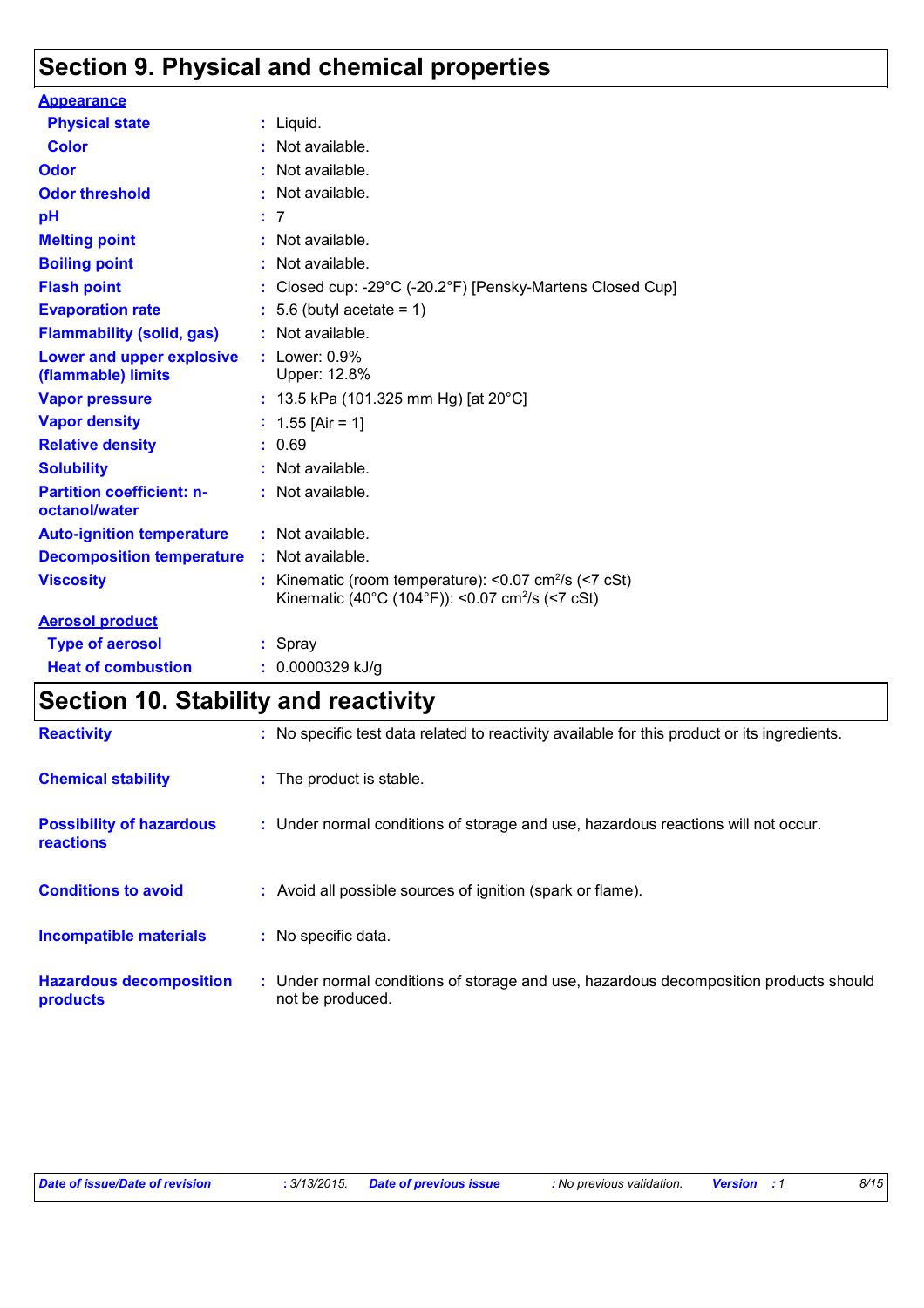## Section 9. Physical and chemical properties

**Appearance**

| | | |
|---|---|---|
| **Physical state** | : | Liquid. |
| **Color** | : | Not available. |
| **Odor** | : | Not available. |
| **Odor threshold** | : | Not available. |
| **pH** | : | 7 |
| **Melting point** | : | Not available. |
| **Boiling point** | : | Not available. |
| **Flash point** | : | Closed cup: -29°C (-20.2°F) [Pensky-Martens Closed Cup] |
| **Evaporation rate** | : | 5.6 (butyl acetate = 1) |
| **Flammability (solid, gas)** | : | Not available. |
| **Lower and upper explosive (flammable) limits** | : | Lower: 0.9%<br>Upper: 12.8% |
| **Vapor pressure** | : | 13.5 kPa (101.325 mm Hg) [at 20°C] |
| **Vapor density** | : | 1.55 [Air = 1] |
| **Relative density** | : | 0.69 |
| **Solubility** | : | Not available. |
| **Partition coefficient: n-octanol/water** | : | Not available. |
| **Auto-ignition temperature** | : | Not available. |
| **Decomposition temperature** | : | Not available. |
| **Viscosity** | : | Kinematic (room temperature): <0.07 $cm^2/s$ (<7 cSt)<br>Kinematic (40°C (104°F)): <0.07 $cm^2/s$ (<7 cSt) |

**Aerosol product**

| | | |
|---|---|---|
| **Type of aerosol** | : | Spray |
| **Heat of combustion** | : | 0.0000329 kJ/g |

## Section 10. Stability and reactivity

| | | |
|---|---|---|
| **Reactivity** | : | No specific test data related to reactivity available for this product or its ingredients. |
| **Chemical stability** | : | The product is stable. |
| **Possibility of hazardous reactions** | : | Under normal conditions of storage and use, hazardous reactions will not occur. |
| **Conditions to avoid** | : | Avoid all possible sources of ignition (spark or flame). |
| **Incompatible materials** | : | No specific data. |
| **Hazardous decomposition products** | : | Under normal conditions of storage and use, hazardous decomposition products should not be produced. |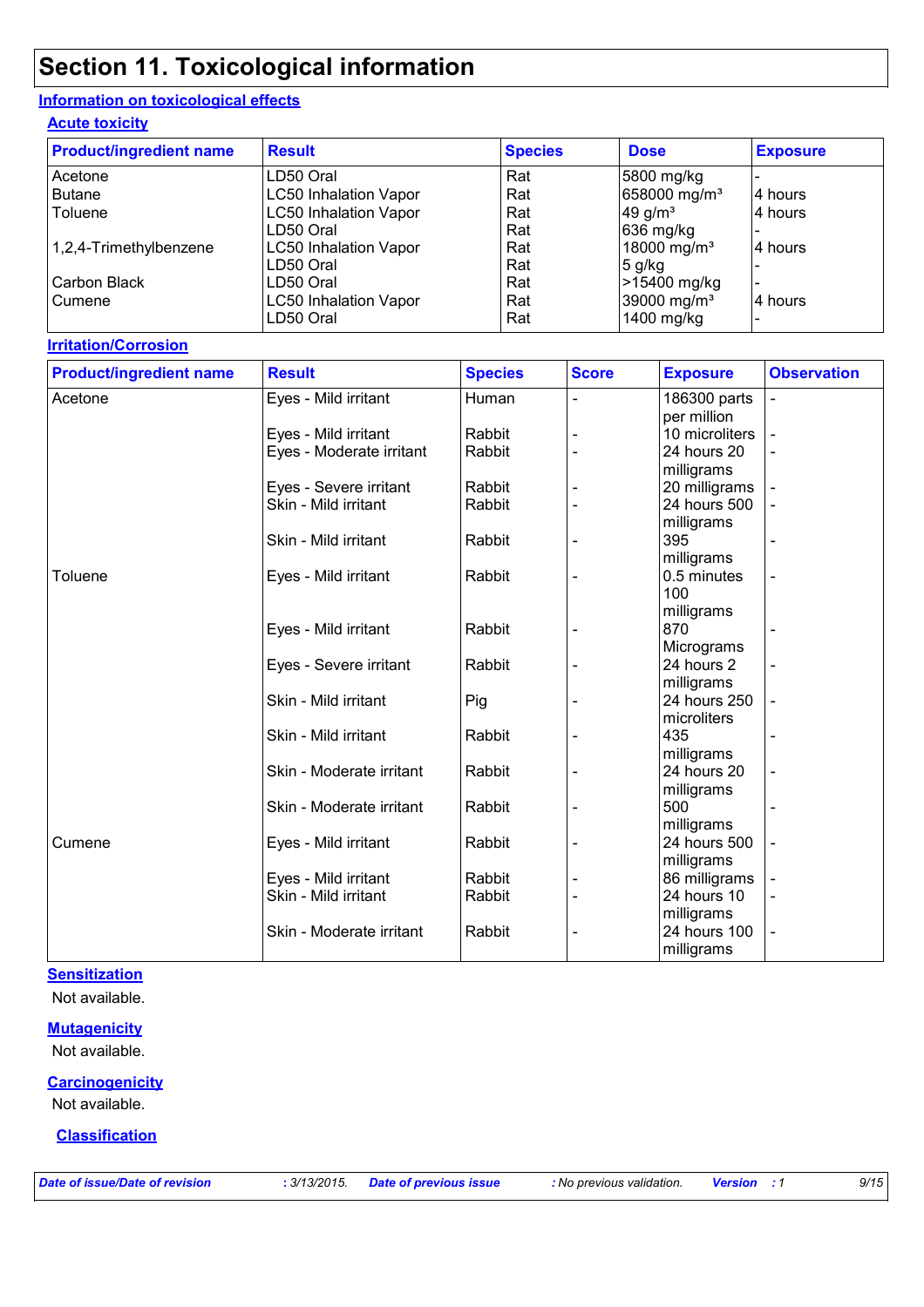# Section 11. Toxicological information

## Information on toxicological effects

### Acute toxicity

| Product/ingredient name | Result | Species | Dose | Exposure |
|---|---|---|---|---|
| Acetone | LD50 Oral | Rat | 5800 mg/kg | - |
| Butane | LC50 Inhalation Vapor | Rat | 658000 mg/m³ | 4 hours |
| Toluene | LC50 Inhalation Vapor | Rat | 49 g/m³ | 4 hours |
| | LD50 Oral | Rat | 636 mg/kg | - |
| 1,2,4-Trimethylbenzene | LC50 Inhalation Vapor | Rat | 18000 mg/m³ | 4 hours |
| | LD50 Oral | Rat | 5 g/kg | - |
| Carbon Black | LD50 Oral | Rat | >15400 mg/kg | - |
| Cumene | LC50 Inhalation Vapor | Rat | 39000 mg/m³ | 4 hours |
| | LD50 Oral | Rat | 1400 mg/kg | - |

### Irritation/Corrosion

| Product/ingredient name | Result | Species | Score | Exposure | Observation |
|---|---|---|---|---|---|
| Acetone | Eyes - Mild irritant | Human | - | 186300 parts per million | - |
| | Eyes - Mild irritant | Rabbit | - | 10 microliters | - |
| | Eyes - Moderate irritant | Rabbit | - | 24 hours 20 milligrams | - |
| | Eyes - Severe irritant | Rabbit | - | 20 milligrams | - |
| | Skin - Mild irritant | Rabbit | - | 24 hours 500 milligrams | - |
| | Skin - Mild irritant | Rabbit | - | 395 milligrams | - |
| Toluene | Eyes - Mild irritant | Rabbit | - | 0.5 minutes 100 milligrams | - |
| | Eyes - Mild irritant | Rabbit | - | 870 Micrograms | - |
| | Eyes - Severe irritant | Rabbit | - | 24 hours 2 milligrams | - |
| | Skin - Mild irritant | Pig | - | 24 hours 250 microliters | - |
| | Skin - Mild irritant | Rabbit | - | 435 milligrams | - |
| | Skin - Moderate irritant | Rabbit | - | 24 hours 20 milligrams | - |
| | Skin - Moderate irritant | Rabbit | - | 500 milligrams | - |
| Cumene | Eyes - Mild irritant | Rabbit | - | 24 hours 500 milligrams | - |
| | Eyes - Mild irritant | Rabbit | - | 86 milligrams | - |
| | Skin - Mild irritant | Rabbit | - | 24 hours 10 milligrams | - |
| | Skin - Moderate irritant | Rabbit | - | 24 hours 100 milligrams | - |

### Sensitization

Not available.

### Mutagenicity

Not available.

### Carcinogenicity

Not available.

### Classification

*Date of issue/Date of revision* : 3/13/2015. *Date of previous issue* : No previous validation. *Version* : 1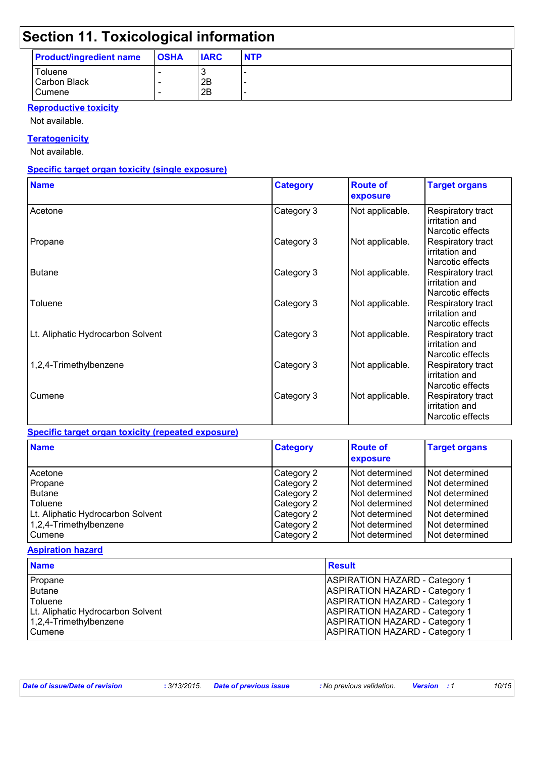# Section 11. Toxicological information

| Product/ingredient name | OSHA | IARC | NTP |
|---|---|---|---|
| Toluene | - | 3 | - |
| Carbon Black | - | 2B | - |
| Cumene | - | 2B | - |

**Reproductive toxicity**

Not available.

**Teratogenicity**

Not available.

**Specific target organ toxicity (single exposure)**

| Name | Category | Route of exposure | Target organs |
|---|---|---|---|
| Acetone | Category 3 | Not applicable. | Respiratory tract irritation and Narcotic effects |
| Propane | Category 3 | Not applicable. | Respiratory tract irritation and Narcotic effects |
| Butane | Category 3 | Not applicable. | Respiratory tract irritation and Narcotic effects |
| Toluene | Category 3 | Not applicable. | Respiratory tract irritation and Narcotic effects |
| Lt. Aliphatic Hydrocarbon Solvent | Category 3 | Not applicable. | Respiratory tract irritation and Narcotic effects |
| 1,2,4-Trimethylbenzene | Category 3 | Not applicable. | Respiratory tract irritation and Narcotic effects |
| Cumene | Category 3 | Not applicable. | Respiratory tract irritation and Narcotic effects |

**Specific target organ toxicity (repeated exposure)**

| Name | Category | Route of exposure | Target organs |
|---|---|---|---|
| Acetone | Category 2 | Not determined | Not determined |
| Propane | Category 2 | Not determined | Not determined |
| Butane | Category 2 | Not determined | Not determined |
| Toluene | Category 2 | Not determined | Not determined |
| Lt. Aliphatic Hydrocarbon Solvent | Category 2 | Not determined | Not determined |
| 1,2,4-Trimethylbenzene | Category 2 | Not determined | Not determined |
| Cumene | Category 2 | Not determined | Not determined |

**Aspiration hazard**

| Name | Result |
|---|---|
| Propane | ASPIRATION HAZARD - Category 1 |
| Butane | ASPIRATION HAZARD - Category 1 |
| Toluene | ASPIRATION HAZARD - Category 1 |
| Lt. Aliphatic Hydrocarbon Solvent | ASPIRATION HAZARD - Category 1 |
| 1,2,4-Trimethylbenzene | ASPIRATION HAZARD - Category 1 |
| Cumene | ASPIRATION HAZARD - Category 1 |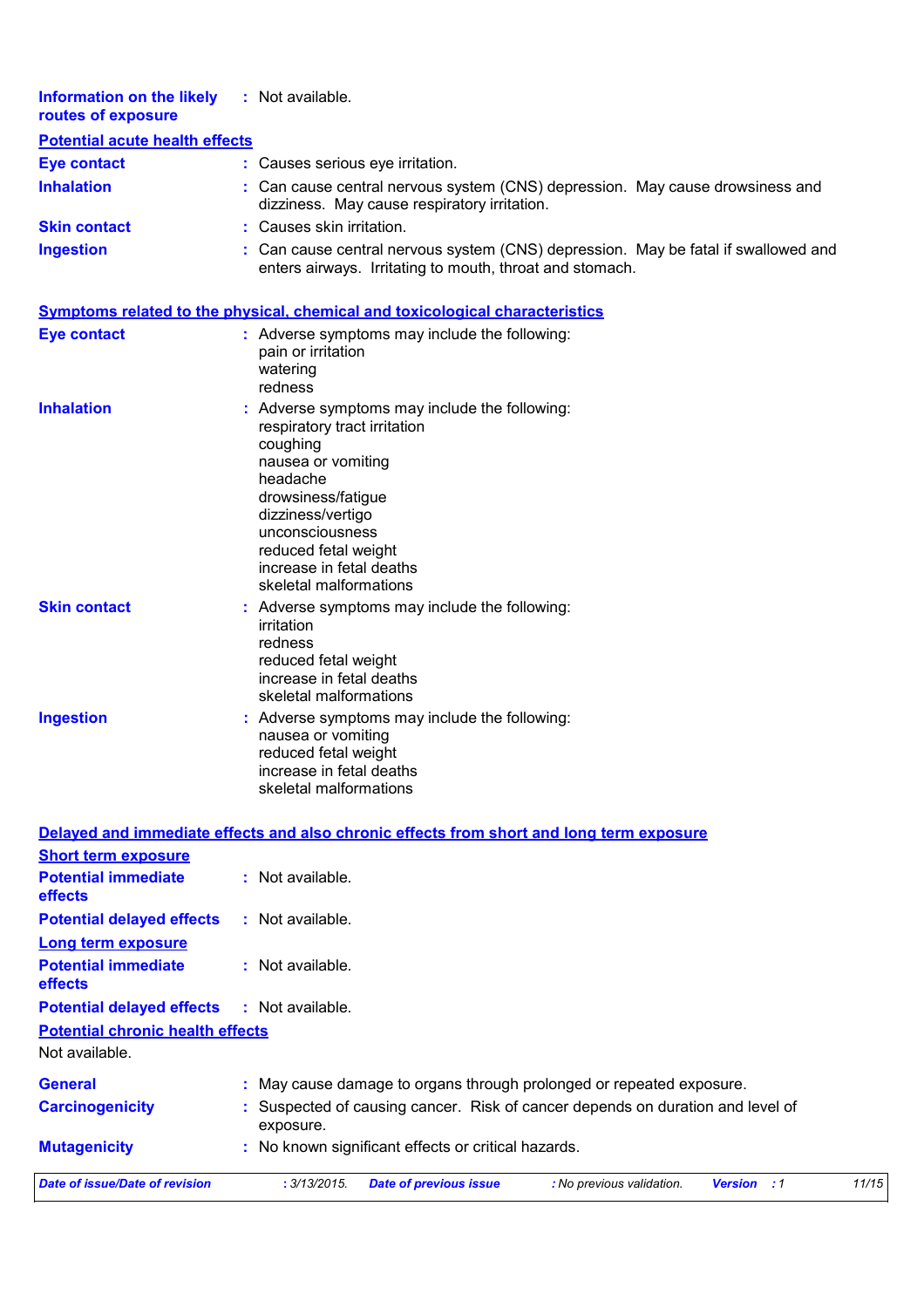**Information on the likely routes of exposure** : Not available.

### Potential acute health effects

**Eye contact** : Causes serious eye irritation.

**Inhalation** : Can cause central nervous system (CNS) depression. May cause drowsiness and dizziness. May cause respiratory irritation.

**Skin contact** : Causes skin irritation.

**Ingestion** : Can cause central nervous system (CNS) depression. May be fatal if swallowed and enters airways. Irritating to mouth, throat and stomach.

### Symptoms related to the physical, chemical and toxicological characteristics

**Eye contact** : Adverse symptoms may include the following:
pain or irritation
watering
redness

**Inhalation** : Adverse symptoms may include the following:
respiratory tract irritation
coughing
nausea or vomiting
headache
drowsiness/fatigue
dizziness/vertigo
unconsciousness
reduced fetal weight
increase in fetal deaths
skeletal malformations

**Skin contact** : Adverse symptoms may include the following:
irritation
redness
reduced fetal weight
increase in fetal deaths
skeletal malformations

**Ingestion** : Adverse symptoms may include the following:
nausea or vomiting
reduced fetal weight
increase in fetal deaths
skeletal malformations

### Delayed and immediate effects and also chronic effects from short and long term exposure

#### Short term exposure

**Potential immediate effects** : Not available.

**Potential delayed effects** : Not available.

#### Long term exposure

**Potential immediate effects** : Not available.

**Potential delayed effects** : Not available.

#### Potential chronic health effects

Not available.

**General** : May cause damage to organs through prolonged or repeated exposure.

**Carcinogenicity** : Suspected of causing cancer. Risk of cancer depends on duration and level of exposure.

**Mutagenicity** : No known significant effects or critical hazards.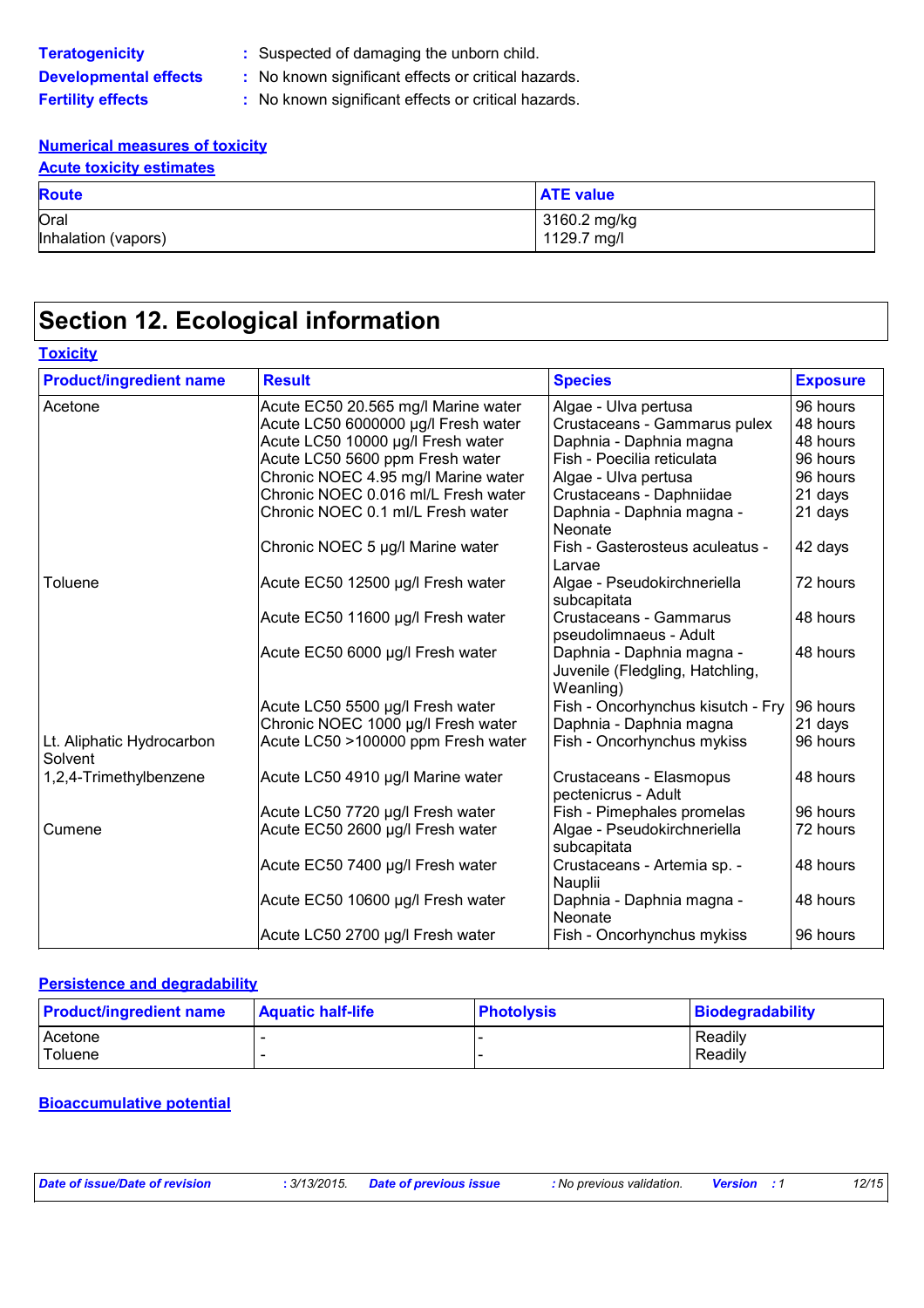**Teratogenicity** : Suspected of damaging the unborn child.
**Developmental effects** : No known significant effects or critical hazards.
**Fertility effects** : No known significant effects or critical hazards.

**Numerical measures of toxicity**

**Acute toxicity estimates**

| Route | ATE value |
|---|---|
| Oral | 3160.2 mg/kg |
| Inhalation (vapors) | 1129.7 mg/l |

# Section 12. Ecological information

**Toxicity**

| Product/ingredient name | Result | Species | Exposure |
|---|---|---|---|
| Acetone | Acute EC50 20.565 mg/l Marine water | Algae - Ulva pertusa | 96 hours |
| | Acute LC50 6000000 µg/l Fresh water | Crustaceans - Gammarus pulex | 48 hours |
| | Acute LC50 10000 µg/l Fresh water | Daphnia - Daphnia magna | 48 hours |
| | Acute LC50 5600 ppm Fresh water | Fish - Poecilia reticulata | 96 hours |
| | Chronic NOEC 4.95 mg/l Marine water | Algae - Ulva pertusa | 96 hours |
| | Chronic NOEC 0.016 ml/L Fresh water | Crustaceans - Daphniidae | 21 days |
| | Chronic NOEC 0.1 ml/L Fresh water | Daphnia - Daphnia magna - Neonate | 21 days |
| | Chronic NOEC 5 µg/l Marine water | Fish - Gasterosteus aculeatus - Larvae | 42 days |
| Toluene | Acute EC50 12500 µg/l Fresh water | Algae - Pseudokirchneriella subcapitata | 72 hours |
| | Acute EC50 11600 µg/l Fresh water | Crustaceans - Gammarus pseudolimnaeus - Adult | 48 hours |
| | Acute EC50 6000 µg/l Fresh water | Daphnia - Daphnia magna - Juvenile (Fledgling, Hatchling, Weanling) | 48 hours |
| | Acute LC50 5500 µg/l Fresh water | Fish - Oncorhynchus kisutch - Fry | 96 hours |
| | Chronic NOEC 1000 µg/l Fresh water | Daphnia - Daphnia magna | 21 days |
| Lt. Aliphatic Hydrocarbon Solvent | Acute LC50 >100000 ppm Fresh water | Fish - Oncorhynchus mykiss | 96 hours |
| 1,2,4-Trimethylbenzene | Acute LC50 4910 µg/l Marine water | Crustaceans - Elasmopus pectenicrus - Adult | 48 hours |
| | Acute LC50 7720 µg/l Fresh water | Fish - Pimephales promelas | 96 hours |
| Cumene | Acute EC50 2600 µg/l Fresh water | Algae - Pseudokirchneriella subcapitata | 72 hours |
| | Acute EC50 7400 µg/l Fresh water | Crustaceans - Artemia sp. - Nauplii | 48 hours |
| | Acute EC50 10600 µg/l Fresh water | Daphnia - Daphnia magna - Neonate | 48 hours |
| | Acute LC50 2700 µg/l Fresh water | Fish - Oncorhynchus mykiss | 96 hours |

**Persistence and degradability**

| Product/ingredient name | Aquatic half-life | Photolysis | Biodegradability |
|---|---|---|---|
| Acetone | - | - | Readily |
| Toluene | - | - | Readily |

**Bioaccumulative potential**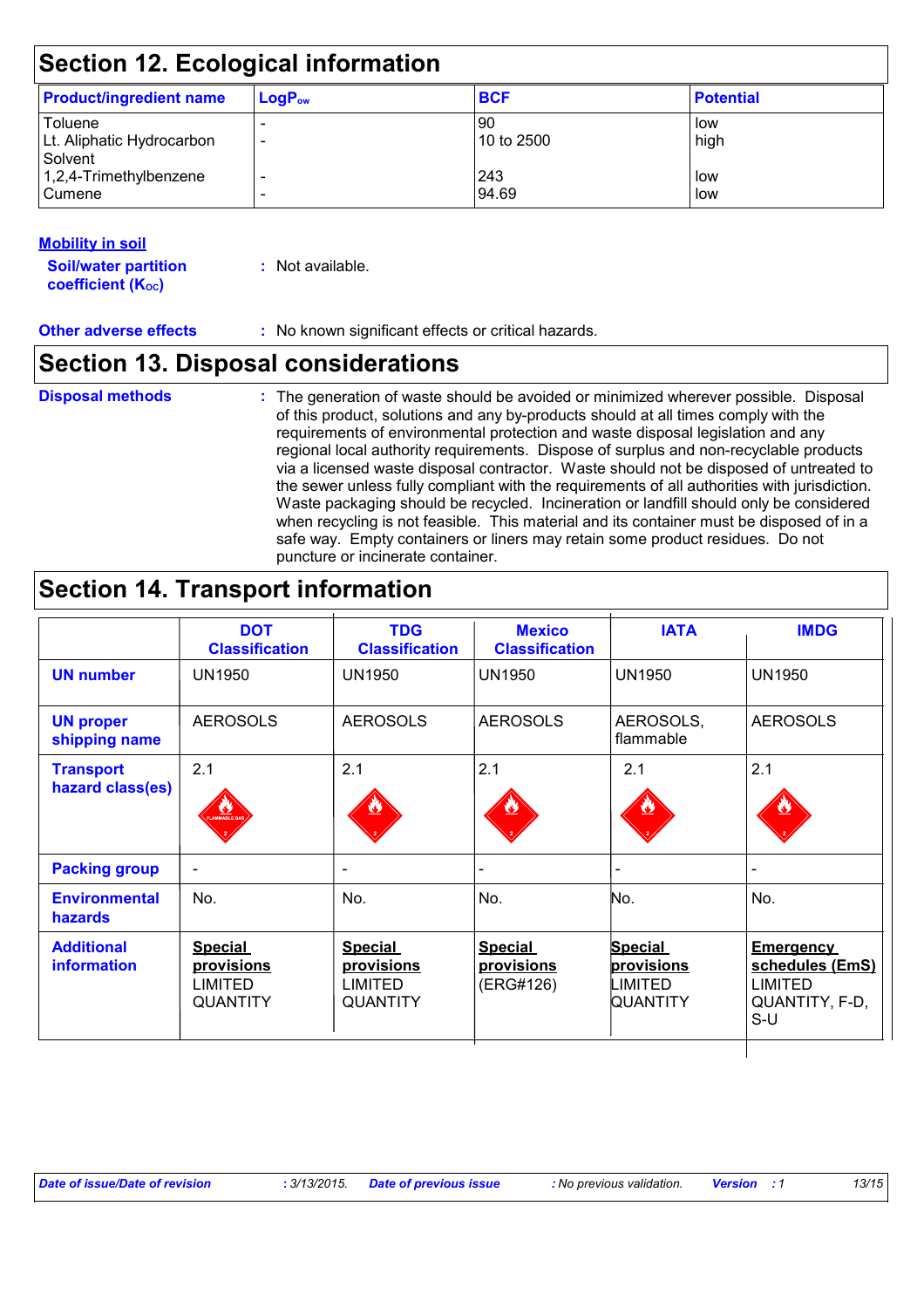## Section 12. Ecological information

| Product/ingredient name | $LogP_{ow}$ | BCF | Potential |
|---|---|---|---|
| Toluene | - | 90 | low |
| Lt. Aliphatic Hydrocarbon Solvent | - | 10 to 2500 | high |
| 1,2,4-Trimethylbenzene | - | 243 | low |
| Cumene | - | 94.69 | low |

**Mobility in soil**

**Soil/water partition coefficient ($K_{OC}$)** : Not available.

**Other adverse effects** : No known significant effects or critical hazards.

## Section 13. Disposal considerations

**Disposal methods** : The generation of waste should be avoided or minimized wherever possible. Disposal of this product, solutions and any by-products should at all times comply with the requirements of environmental protection and waste disposal legislation and any regional local authority requirements. Dispose of surplus and non-recyclable products via a licensed waste disposal contractor. Waste should not be disposed of untreated to the sewer unless fully compliant with the requirements of all authorities with jurisdiction. Waste packaging should be recycled. Incineration or landfill should only be considered when recycling is not feasible. This material and its container must be disposed of in a safe way. Empty containers or liners may retain some product residues. Do not puncture or incinerate container.

## Section 14. Transport information

| | DOT Classification | TDG Classification | Mexico Classification | IATA | IMDG |
|---|---|---|---|---|---|
| **UN number** | UN1950 | UN1950 | UN1950 | UN1950 | UN1950 |
| **UN proper shipping name** | AEROSOLS | AEROSOLS | AEROSOLS | AEROSOLS, flammable | AEROSOLS |
| **Transport hazard class(es)** | 2.1 | 2.1 | 2.1 | 2.1 | 2.1 |
| **Packing group** | - | - | - | - | - |
| **Environmental hazards** | No. | No. | No. | No. | No. |
| **Additional information** | **Special provisions** LIMITED QUANTITY | **Special provisions** LIMITED QUANTITY | **Special provisions** (ERG#126) | **Special provisions** LIMITED QUANTITY | **Emergency schedules (EmS)** LIMITED QUANTITY, F-D, S-U |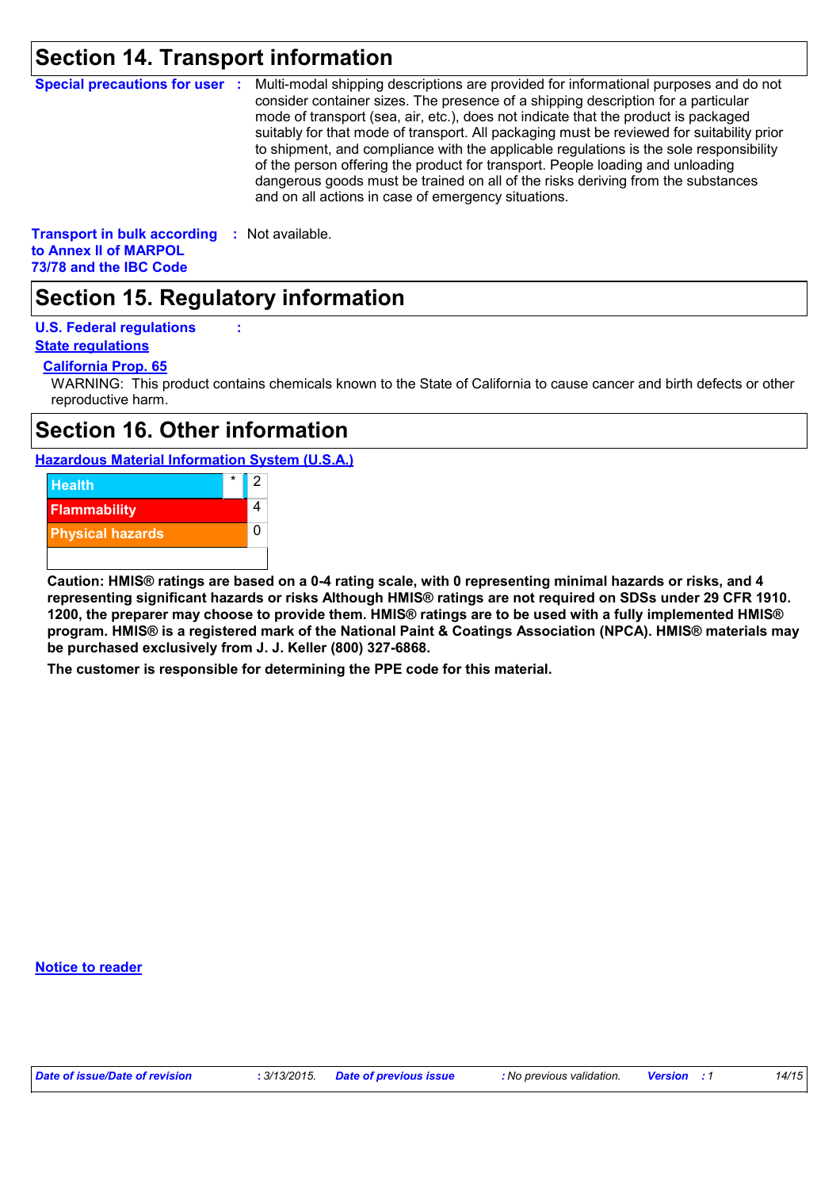## Section 14. Transport information

**Special precautions for user** : Multi-modal shipping descriptions are provided for informational purposes and do not consider container sizes. The presence of a shipping description for a particular mode of transport (sea, air, etc.), does not indicate that the product is packaged suitably for that mode of transport. All packaging must be reviewed for suitability prior to shipment, and compliance with the applicable regulations is the sole responsibility of the person offering the product for transport. People loading and unloading dangerous goods must be trained on all of the risks deriving from the substances and on all actions in case of emergency situations.

**Transport in bulk according to Annex II of MARPOL 73/78 and the IBC Code** : Not available.

## Section 15. Regulatory information

**U.S. Federal regulations** :

**State regulations**

**California Prop. 65**

WARNING: This product contains chemicals known to the State of California to cause cancer and birth defects or other reproductive harm.

## Section 16. Other information

**Hazardous Material Information System (U.S.A.)**

| | | |
|---|---|---|
| Health | * | 2 |
| Flammability | | 4 |
| Physical hazards | | 0 |

**Caution: HMIS® ratings are based on a 0-4 rating scale, with 0 representing minimal hazards or risks, and 4 representing significant hazards or risks Although HMIS® ratings are not required on SDSs under 29 CFR 1910. 1200, the preparer may choose to provide them. HMIS® ratings are to be used with a fully implemented HMIS® program. HMIS® is a registered mark of the National Paint & Coatings Association (NPCA). HMIS® materials may be purchased exclusively from J. J. Keller (800) 327-6868.**

**The customer is responsible for determining the PPE code for this material.**

**Notice to reader**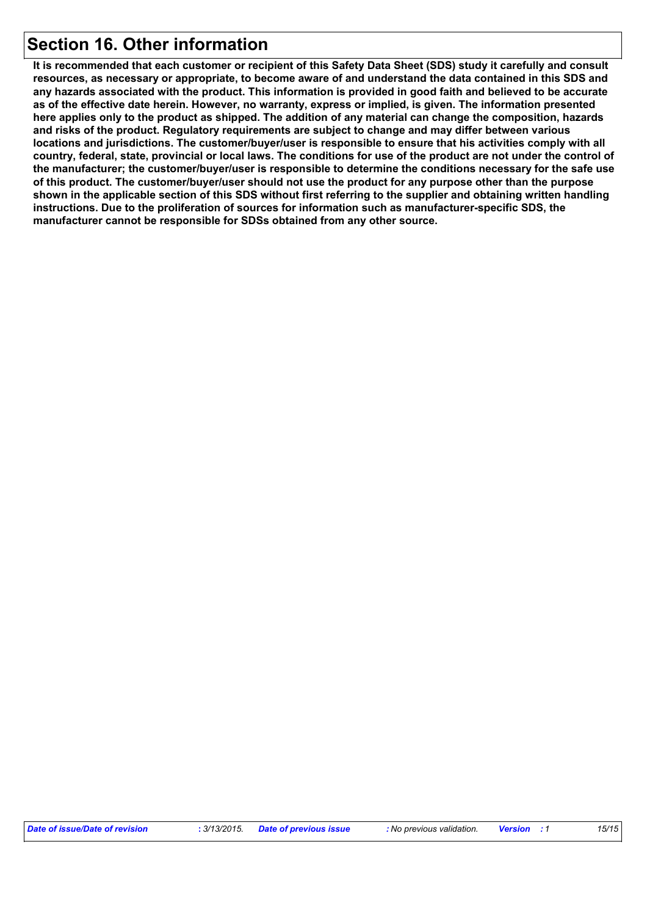## Section 16. Other information

**It is recommended that each customer or recipient of this Safety Data Sheet (SDS) study it carefully and consult resources, as necessary or appropriate, to become aware of and understand the data contained in this SDS and any hazards associated with the product. This information is provided in good faith and believed to be accurate as of the effective date herein. However, no warranty, express or implied, is given. The information presented here applies only to the product as shipped. The addition of any material can change the composition, hazards and risks of the product. Regulatory requirements are subject to change and may differ between various locations and jurisdictions. The customer/buyer/user is responsible to ensure that his activities comply with all country, federal, state, provincial or local laws. The conditions for use of the product are not under the control of the manufacturer; the customer/buyer/user is responsible to determine the conditions necessary for the safe use of this product. The customer/buyer/user should not use the product for any purpose other than the purpose shown in the applicable section of this SDS without first referring to the supplier and obtaining written handling instructions. Due to the proliferation of sources for information such as manufacturer-specific SDS, the manufacturer cannot be responsible for SDSs obtained from any other source.**

*Date of issue/Date of revision* : *3/13/2015.* *Date of previous issue* : *No previous validation.* *Version* : *1*